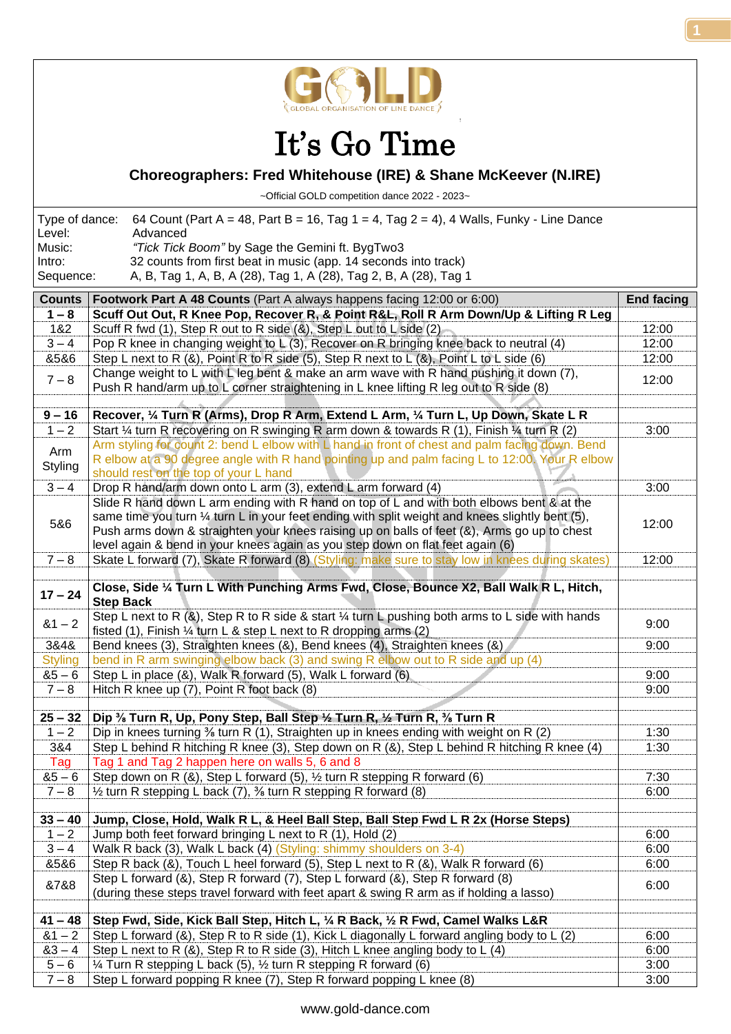GOLD
GLOBAL ORGANISATION OF LINE DANCE

# It's Go Time

### Choreographers: Fred Whitehouse (IRE) & Shane McKeever (N.IRE)

~Official GOLD competition dance 2022 - 2023~

Type of dance: 64 Count (Part A = 48, Part B = 16, Tag 1 = 4, Tag 2 = 4), 4 Walls, Funky - Line Dance
Level: Advanced
Music: *"Tick Tick Boom"* by Sage the Gemini ft. BygTwo3
Intro: 32 counts from first beat in music (app. 14 seconds into track)
Sequence: A, B, Tag 1, A, B, A (28), Tag 1, A (28), Tag 2, B, A (28), Tag 1

| Counts | **Footwork Part A 48 Counts** (Part A always happens facing 12:00 or 6:00) | End facing |
|---|---|---|
| **1 – 8** | **Scuff Out Out, R Knee Pop, Recover R, & Point R&L, Roll R Arm Down/Up & Lifting R Leg** | |
| 1&2 | Scuff R fwd (1), Step R out to R side (&), Step L out to L side (2) | 12:00 |
| 3 – 4 | Pop R knee in changing weight to L (3), Recover on R bringing knee back to neutral (4) | 12:00 |
| &5&6 | Step L next to R (&), Point R to R side (5), Step R next to L (&), Point L to L side (6) | 12:00 |
| 7 – 8 | Change weight to L with L leg bent & make an arm wave with R hand pushing it down (7), Push R hand/arm up to L corner straightening in L knee lifting R leg out to R side (8) | 12:00 |
| | | |
| **9 – 16** | **Recover, ¼ Turn R (Arms), Drop R Arm, Extend L Arm, ¼ Turn L, Up Down, Skate L R** | |
| 1 – 2 | Start ¼ turn R recovering on R swinging R arm down & towards R (1), Finish ¼ turn R (2) | 3:00 |
| Arm Styling | Arm styling for count 2: bend L elbow with L hand in front of chest and palm facing down. Bend R elbow at a 90 degree angle with R hand pointing up and palm facing L to 12:00. Your R elbow should rest on the top of your L hand | |
| 3 – 4 | Drop R hand/arm down onto L arm (3), extend L arm forward (4) | 3:00 |
| 5&6 | Slide R hand down L arm ending with R hand on top of L and with both elbows bent & at the same time you turn ¼ turn L in your feet ending with split weight and knees slightly bent (5), Push arms down & straighten your knees raising up on balls of feet (&), Arms go up to chest level again & bend in your knees again as you step down on flat feet again (6) | 12:00 |
| 7 – 8 | Skate L forward (7), Skate R forward (8) (Styling: make sure to stay low in knees during skates) | 12:00 |
| | | |
| **17 – 24** | **Close, Side ¼ Turn L With Punching Arms Fwd, Close, Bounce X2, Ball Walk R L, Hitch, Step Back** | |
| &1 – 2 | Step L next to R (&), Step R to R side & start ¼ turn L pushing both arms to L side with hands fisted (1), Finish ¼ turn L & step L next to R dropping arms (2) | 9:00 |
| 3&4& | Bend knees (3), Straighten knees (&), Bend knees (4), Straighten knees (&) | 9:00 |
| Styling | bend in R arm swinging elbow back (3) and swing R elbow out to R side and up (4) | |
| &5 – 6 | Step L in place (&), Walk R forward (5), Walk L forward (6) | 9:00 |
| 7 – 8 | Hitch R knee up (7), Point R foot back (8) | 9:00 |
| | | |
| **25 – 32** | **Dip ⅜ Turn R, Up, Pony Step, Ball Step ½ Turn R, ½ Turn R, ⅜ Turn R** | |
| 1 – 2 | Dip in knees turning ⅜ turn R (1), Straighten up in knees ending with weight on R (2) | 1:30 |
| 3&4 | Step L behind R hitching R knee (3), Step down on R (&), Step L behind R hitching R knee (4) | 1:30 |
| Tag | Tag 1 and Tag 2 happen here on walls 5, 6 and 8 | |
| &5 – 6 | Step down on R (&), Step L forward (5), ½ turn R stepping R forward (6) | 7:30 |
| 7 – 8 | ½ turn R stepping L back (7), ⅜ turn R stepping R forward (8) | 6:00 |
| | | |
| **33 – 40** | **Jump, Close, Hold, Walk R L, & Heel Ball Step, Ball Step Fwd L R 2x (Horse Steps)** | |
| 1 – 2 | Jump both feet forward bringing L next to R (1), Hold (2) | 6:00 |
| 3 – 4 | Walk R back (3), Walk L back (4) (Styling: shimmy shoulders on 3-4) | 6:00 |
| &5&6 | Step R back (&), Touch L heel forward (5), Step L next to R (&), Walk R forward (6) | 6:00 |
| &7&8 | Step L forward (&), Step R forward (7), Step L forward (&), Step R forward (8) (during these steps travel forward with feet apart & swing R arm as if holding a lasso) | 6:00 |
| | | |
| **41 – 48** | **Step Fwd, Side, Kick Ball Step, Hitch L, ¼ R Back, ½ R Fwd, Camel Walks L&R** | |
| &1 – 2 | Step L forward (&), Step R to R side (1), Kick L diagonally L forward angling body to L (2) | 6:00 |
| &3 – 4 | Step L next to R (&), Step R to R side (3), Hitch L knee angling body to L (4) | 6:00 |
| 5 – 6 | ¼ Turn R stepping L back (5), ½ turn R stepping R forward (6) | 3:00 |
| 7 – 8 | Step L forward popping R knee (7), Step R forward popping L knee (8) | 3:00 |

www.gold-dance.com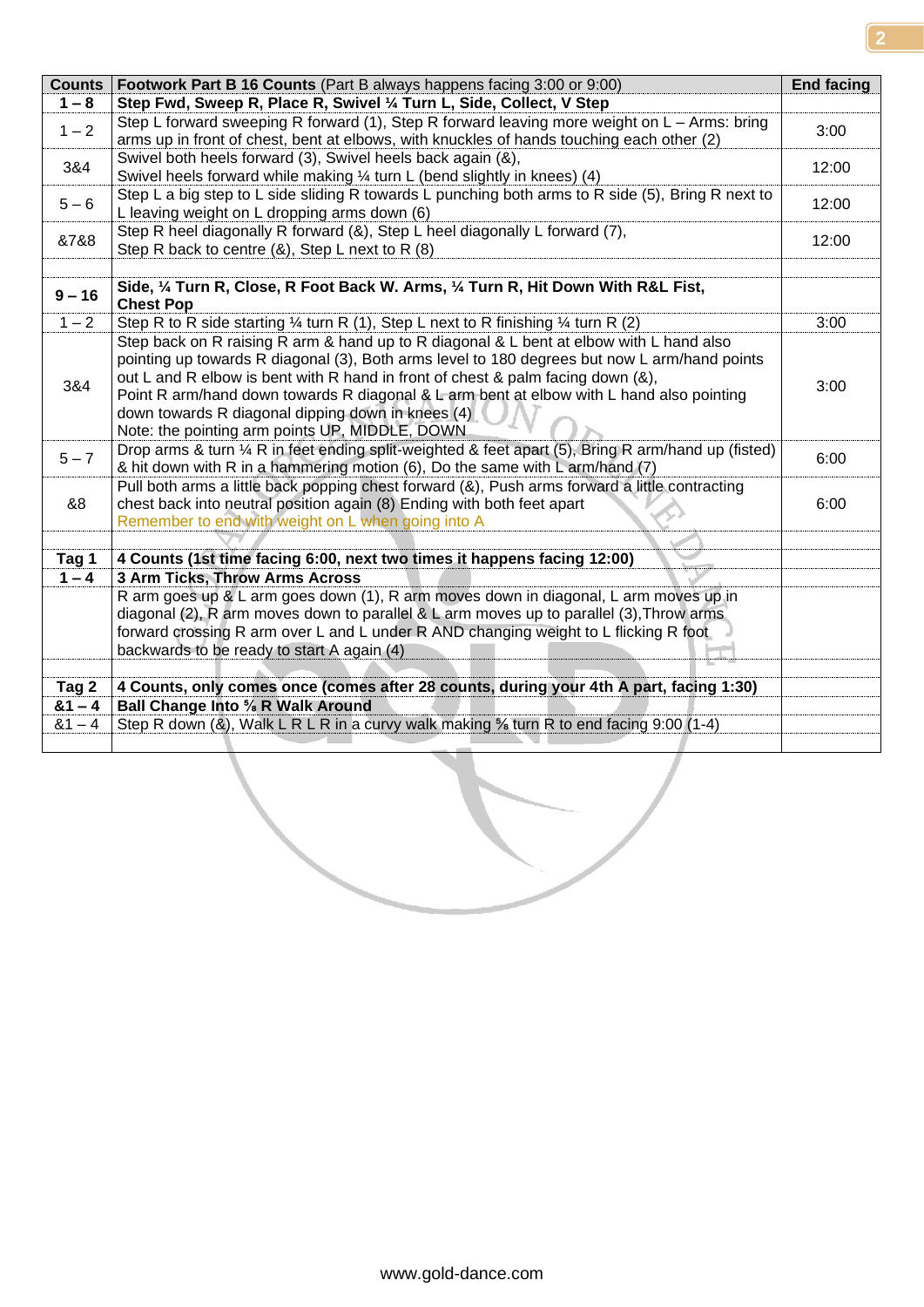| Counts | Footwork Part B 16 Counts (Part B always happens facing 3:00 or 9:00) | End facing |
|---|---|---|
| **1 – 8** | **Step Fwd, Sweep R, Place R, Swivel ¼ Turn L, Side, Collect, V Step** | |
| 1 – 2 | Step L forward sweeping R forward (1), Step R forward leaving more weight on L – Arms: bring arms up in front of chest, bent at elbows, with knuckles of hands touching each other (2) | 3:00 |
| 3&4 | Swivel both heels forward (3), Swivel heels back again (&), Swivel heels forward while making ¼ turn L (bend slightly in knees) (4) | 12:00 |
| 5 – 6 | Step L a big step to L side sliding R towards L punching both arms to R side (5), Bring R next to L leaving weight on L dropping arms down (6) | 12:00 |
| &7&8 | Step R heel diagonally R forward (&), Step L heel diagonally L forward (7), Step R back to centre (&), Step L next to R (8) | 12:00 |
| | | |
| **9 – 16** | **Side, ¼ Turn R, Close, R Foot Back W. Arms, ¼ Turn R, Hit Down With R&L Fist, Chest Pop** | |
| 1 – 2 | Step R to R side starting ¼ turn R (1), Step L next to R finishing ¼ turn R (2) | 3:00 |
| 3&4 | Step back on R raising R arm & hand up to R diagonal & L bent at elbow with L hand also pointing up towards R diagonal (3), Both arms level to 180 degrees but now L arm/hand points out L and R elbow is bent with R hand in front of chest & palm facing down (&), Point R arm/hand down towards R diagonal & L arm bent at elbow with L hand also pointing down towards R diagonal dipping down in knees (4) Note: the pointing arm points UP, MIDDLE, DOWN | 3:00 |
| 5 – 7 | Drop arms & turn ¼ R in feet ending split-weighted & feet apart (5), Bring R arm/hand up (fisted) & hit down with R in a hammering motion (6), Do the same with L arm/hand (7) | 6:00 |
| &8 | Pull both arms a little back popping chest forward (&), Push arms forward a little contracting chest back into neutral position again (8) Ending with both feet apart Remember to end with weight on L when going into A | 6:00 |
| | | |
| **Tag 1** | **4 Counts (1st time facing 6:00, next two times it happens facing 12:00)** | |
| **1 – 4** | **3 Arm Ticks, Throw Arms Across** | |
| | R arm goes up & L arm goes down (1), R arm moves down in diagonal, L arm moves up in diagonal (2), R arm moves down to parallel & L arm moves up to parallel (3), Throw arms forward crossing R arm over L and L under R AND changing weight to L flicking R foot backwards to be ready to start A again (4) | |
| | | |
| **Tag 2** | **4 Counts, only comes once (comes after 28 counts, during your 4th A part, facing 1:30)** | |
| **&1 – 4** | **Ball Change Into ⅝ R Walk Around** | |
| &1 – 4 | Step R down (&), Walk L R L R in a curvy walk making ⅝ turn R to end facing 9:00 (1-4) | |
| | | |

www.gold-dance.com